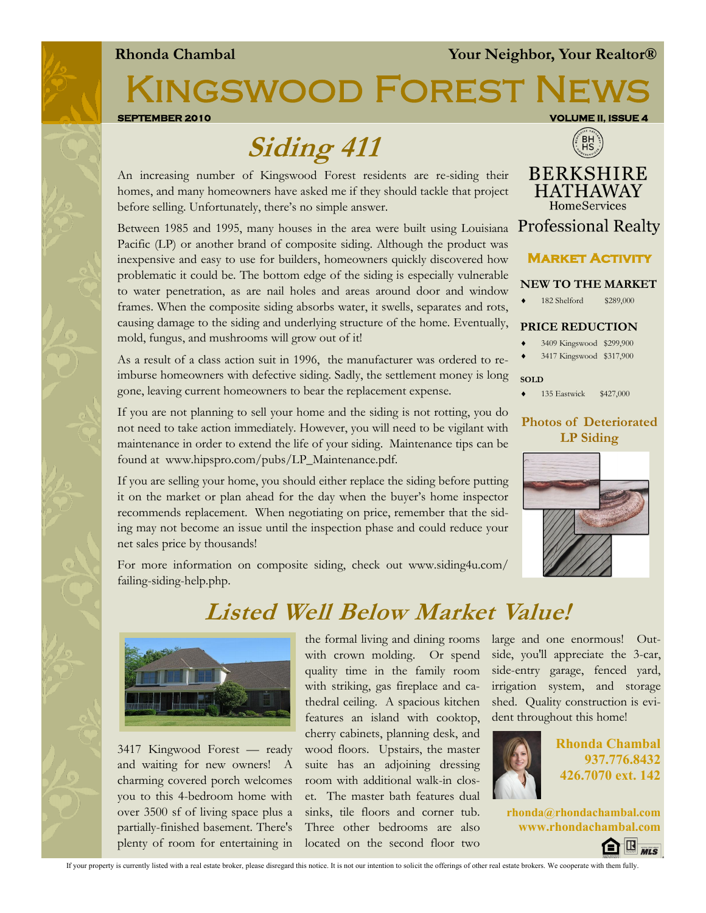**Rhonda Chambal** **Your Neighbor, Your Realtor®**

# Kingswood Forest News

**SEPTEMBER 2010** **VOLUME II, ISSUE 4**

## *Siding 411*

An increasing number of Kingswood Forest residents are re-siding their homes, and many homeowners have asked me if they should tackle that project before selling. Unfortunately, there's no simple answer.

Between 1985 and 1995, many houses in the area were built using Louisiana Pacific (LP) or another brand of composite siding. Although the product was inexpensive and easy to use for builders, homeowners quickly discovered how problematic it could be. The bottom edge of the siding is especially vulnerable to water penetration, as are nail holes and areas around door and window frames. When the composite siding absorbs water, it swells, separates and rots, causing damage to the siding and underlying structure of the home. Eventually, mold, fungus, and mushrooms will grow out of it!

As a result of a class action suit in 1996, the manufacturer was ordered to reimburse homeowners with defective siding. Sadly, the settlement money is long gone, leaving current homeowners to bear the replacement expense.

If you are not planning to sell your home and the siding is not rotting, you do not need to take action immediately. However, you will need to be vigilant with maintenance in order to extend the life of your siding. Maintenance tips can be found at www.hipspro.com/pubs/LP_Maintenance.pdf.

If you are selling your home, you should either replace the siding before putting it on the market or plan ahead for the day when the buyer's home inspector recommends replacement. When negotiating on price, remember that the siding may not become an issue until the inspection phase and could reduce your net sales price by thousands!

For more information on composite siding, check out www.siding4u.com/failing-siding-help.php.

BERKSHIRE HATHAWAY HomeServices Professional Realty

### Market Activity

**NEW TO THE MARKET**

- 182 Shelford $289,000

**PRICE REDUCTION**

- 3409 Kingswood $299,900
- 3417 Kingswood $317,900

**SOLD**

- 135 Eastwick $427,000

**Photos of Deteriorated LP Siding**

## *Listed Well Below Market Value!*

3417 Kingwood Forest — ready and waiting for new owners! A charming covered porch welcomes you to this 4-bedroom home with over 3500 sf of living space plus a partially-finished basement. There's plenty of room for entertaining in the formal living and dining rooms with crown molding. Or spend quality time in the family room with striking, gas fireplace and cathedral ceiling. A spacious kitchen features an island with cooktop, cherry cabinets, planning desk, and wood floors. Upstairs, the master suite has an adjoining dressing room with additional walk-in closet. The master bath features dual sinks, tile floors and corner tub. Three other bedrooms are also located on the second floor two large and one enormous! Outside, you'll appreciate the 3-car, side-entry garage, fenced yard, irrigation system, and storage shed. Quality construction is evident throughout this home!

**Rhonda Chambal**
**937.776.8432**
**426.7070 ext. 142**

**rhonda@rhondachambal.com**
**www.rhondachambal.com**

If your property is currently listed with a real estate broker, please disregard this notice. It is not our intention to solicit the offerings of other real estate brokers. We cooperate with them fully.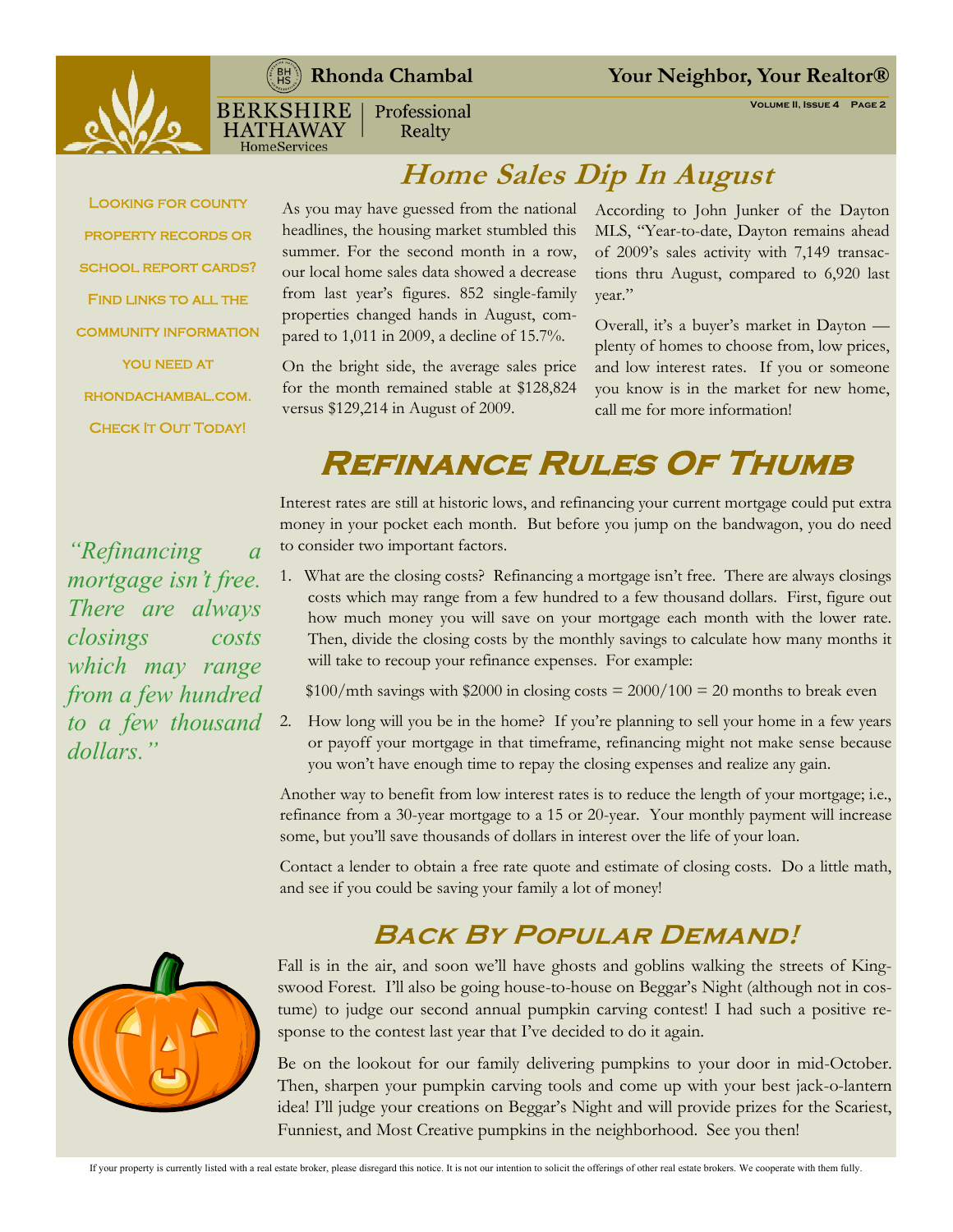Rhonda Chambal

BERKSHIRE HATHAWAY HomeServices | Professional Realty

**Your Neighbor, Your Realtor®**

# Home Sales Dip In August

As you may have guessed from the national headlines, the housing market stumbled this summer. For the second month in a row, our local home sales data showed a decrease from last year's figures. 852 single-family properties changed hands in August, compared to 1,011 in 2009, a decline of 15.7%.

On the bright side, the average sales price for the month remained stable at $128,824 versus $129,214 in August of 2009.

According to John Junker of the Dayton MLS, "Year-to-date, Dayton remains ahead of 2009's sales activity with 7,149 transactions thru August, compared to 6,920 last year."

Overall, it's a buyer's market in Dayton — plenty of homes to choose from, low prices, and low interest rates. If you or someone you know is in the market for new home, call me for more information!

**Looking for county property records or school report cards? Find links to all the community information you need at rhondachambal.com. Check It Out Today!**

# Refinance Rules Of Thumb

Interest rates are still at historic lows, and refinancing your current mortgage could put extra money in your pocket each month. But before you jump on the bandwagon, you do need to consider two important factors.

1. What are the closing costs? Refinancing a mortgage isn't free. There are always closings costs which may range from a few hundred to a few thousand dollars. First, figure out how much money you will save on your mortgage each month with the lower rate. Then, divide the closing costs by the monthly savings to calculate how many months it will take to recoup your refinance expenses. For example:

   $100/mth savings with $2000 in closing costs = 2000/100 = 20 months to break even

2. How long will you be in the home? If you're planning to sell your home in a few years or payoff your mortgage in that timeframe, refinancing might not make sense because you won't have enough time to repay the closing expenses and realize any gain.

Another way to benefit from low interest rates is to reduce the length of your mortgage; i.e., refinance from a 30-year mortgage to a 15 or 20-year. Your monthly payment will increase some, but you'll save thousands of dollars in interest over the life of your loan.

Contact a lender to obtain a free rate quote and estimate of closing costs. Do a little math, and see if you could be saving your family a lot of money!

*"Refinancing a mortgage isn't free. There are always closings costs which may range from a few hundred to a few thousand dollars."*

# Back By Popular Demand!

Fall is in the air, and soon we'll have ghosts and goblins walking the streets of Kingswood Forest. I'll also be going house-to-house on Beggar's Night (although not in costume) to judge our second annual pumpkin carving contest! I had such a positive response to the contest last year that I've decided to do it again.

Be on the lookout for our family delivering pumpkins to your door in mid-October. Then, sharpen your pumpkin carving tools and come up with your best jack-o-lantern idea! I'll judge your creations on Beggar's Night and will provide prizes for the Scariest, Funniest, and Most Creative pumpkins in the neighborhood. See you then!

If your property is currently listed with a real estate broker, please disregard this notice. It is not our intention to solicit the offerings of other real estate brokers. We cooperate with them fully.